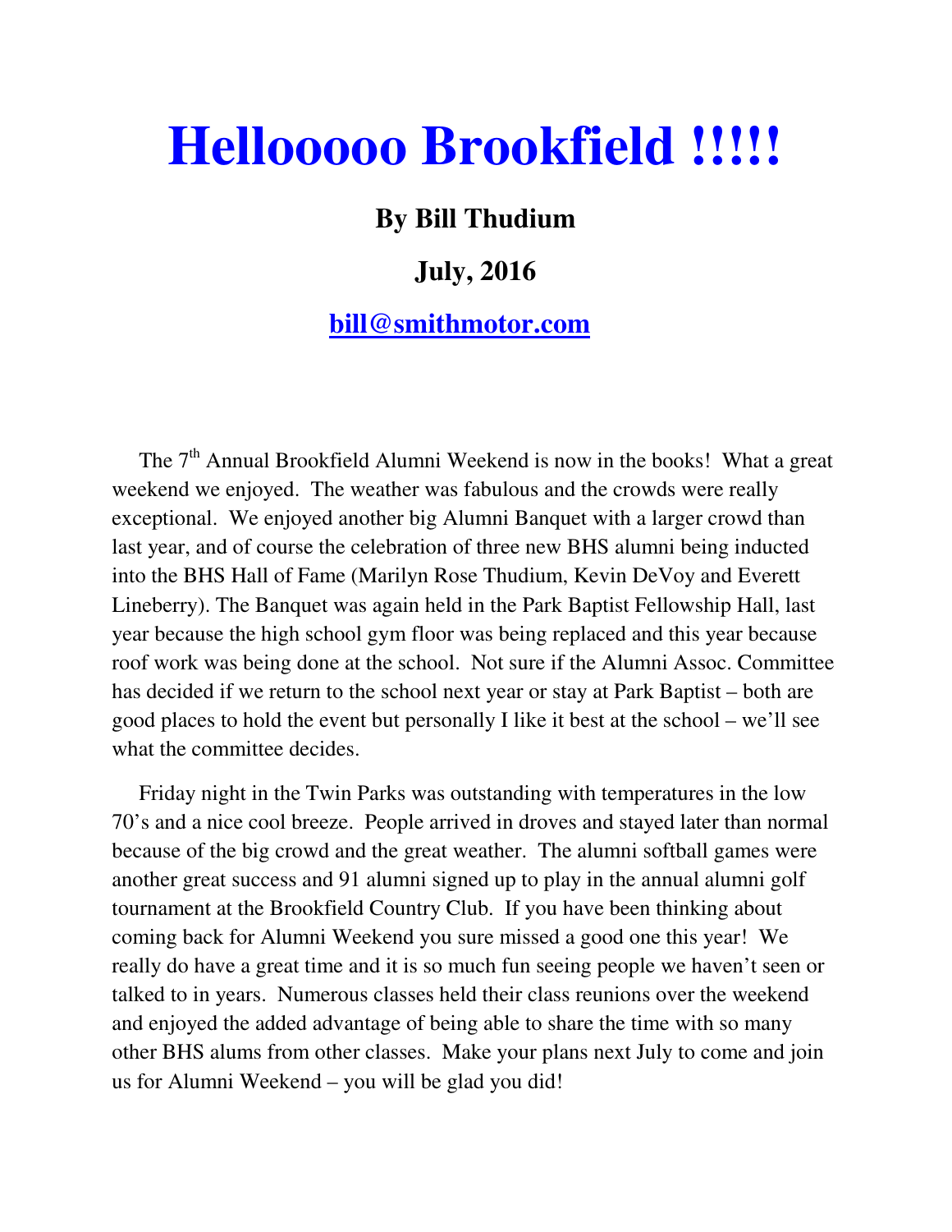# Hellooooo Brookfield !!!!!

**By Bill Thudium**

**July, 2016**

**bill@smithmotor.com**

The 7th Annual Brookfield Alumni Weekend is now in the books! What a great weekend we enjoyed. The weather was fabulous and the crowds were really exceptional. We enjoyed another big Alumni Banquet with a larger crowd than last year, and of course the celebration of three new BHS alumni being inducted into the BHS Hall of Fame (Marilyn Rose Thudium, Kevin DeVoy and Everett Lineberry). The Banquet was again held in the Park Baptist Fellowship Hall, last year because the high school gym floor was being replaced and this year because roof work was being done at the school. Not sure if the Alumni Assoc. Committee has decided if we return to the school next year or stay at Park Baptist – both are good places to hold the event but personally I like it best at the school – we'll see what the committee decides.

Friday night in the Twin Parks was outstanding with temperatures in the low 70's and a nice cool breeze. People arrived in droves and stayed later than normal because of the big crowd and the great weather. The alumni softball games were another great success and 91 alumni signed up to play in the annual alumni golf tournament at the Brookfield Country Club. If you have been thinking about coming back for Alumni Weekend you sure missed a good one this year! We really do have a great time and it is so much fun seeing people we haven't seen or talked to in years. Numerous classes held their class reunions over the weekend and enjoyed the added advantage of being able to share the time with so many other BHS alums from other classes. Make your plans next July to come and join us for Alumni Weekend – you will be glad you did!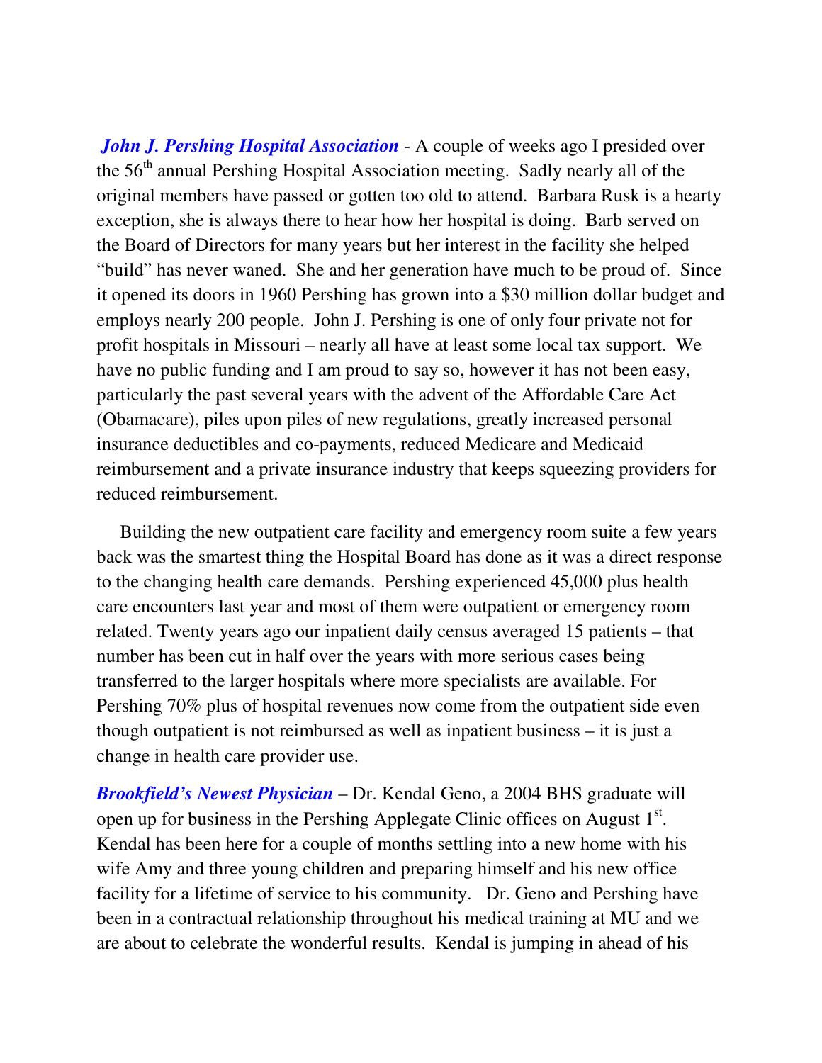***John J. Pershing Hospital Association*** - A couple of weeks ago I presided over the 56th annual Pershing Hospital Association meeting. Sadly nearly all of the original members have passed or gotten too old to attend. Barbara Rusk is a hearty exception, she is always there to hear how her hospital is doing. Barb served on the Board of Directors for many years but her interest in the facility she helped "build" has never waned. She and her generation have much to be proud of. Since it opened its doors in 1960 Pershing has grown into a $30 million dollar budget and employs nearly 200 people. John J. Pershing is one of only four private not for profit hospitals in Missouri – nearly all have at least some local tax support. We have no public funding and I am proud to say so, however it has not been easy, particularly the past several years with the advent of the Affordable Care Act (Obamacare), piles upon piles of new regulations, greatly increased personal insurance deductibles and co-payments, reduced Medicare and Medicaid reimbursement and a private insurance industry that keeps squeezing providers for reduced reimbursement.

Building the new outpatient care facility and emergency room suite a few years back was the smartest thing the Hospital Board has done as it was a direct response to the changing health care demands. Pershing experienced 45,000 plus health care encounters last year and most of them were outpatient or emergency room related. Twenty years ago our inpatient daily census averaged 15 patients – that number has been cut in half over the years with more serious cases being transferred to the larger hospitals where more specialists are available. For Pershing 70% plus of hospital revenues now come from the outpatient side even though outpatient is not reimbursed as well as inpatient business – it is just a change in health care provider use.

***Brookfield's Newest Physician*** – Dr. Kendal Geno, a 2004 BHS graduate will open up for business in the Pershing Applegate Clinic offices on August 1st. Kendal has been here for a couple of months settling into a new home with his wife Amy and three young children and preparing himself and his new office facility for a lifetime of service to his community. Dr. Geno and Pershing have been in a contractual relationship throughout his medical training at MU and we are about to celebrate the wonderful results. Kendal is jumping in ahead of his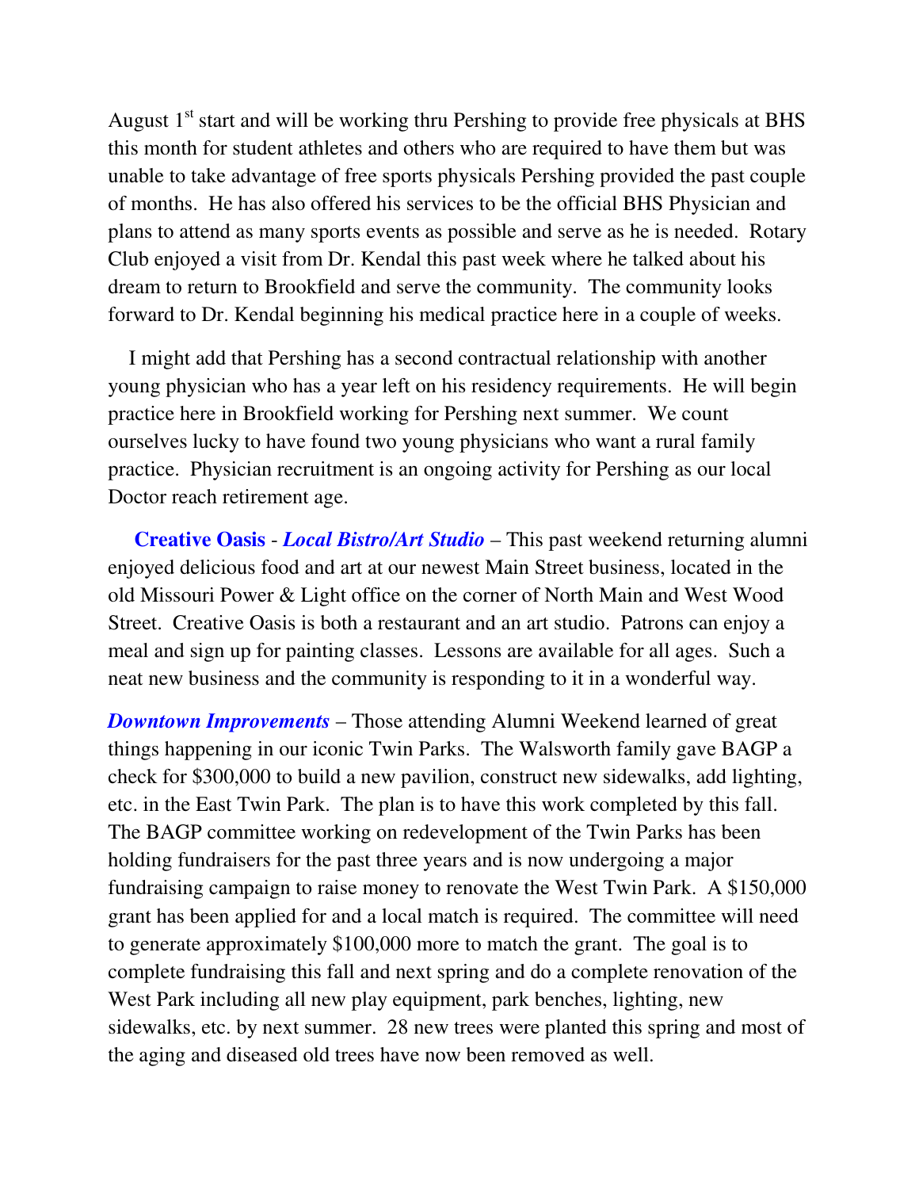August 1st start and will be working thru Pershing to provide free physicals at BHS this month for student athletes and others who are required to have them but was unable to take advantage of free sports physicals Pershing provided the past couple of months. He has also offered his services to be the official BHS Physician and plans to attend as many sports events as possible and serve as he is needed. Rotary Club enjoyed a visit from Dr. Kendal this past week where he talked about his dream to return to Brookfield and serve the community. The community looks forward to Dr. Kendal beginning his medical practice here in a couple of weeks.

I might add that Pershing has a second contractual relationship with another young physician who has a year left on his residency requirements. He will begin practice here in Brookfield working for Pershing next summer. We count ourselves lucky to have found two young physicians who want a rural family practice. Physician recruitment is an ongoing activity for Pershing as our local Doctor reach retirement age.

**Creative Oasis** - ***Local Bistro/Art Studio*** – This past weekend returning alumni enjoyed delicious food and art at our newest Main Street business, located in the old Missouri Power & Light office on the corner of North Main and West Wood Street. Creative Oasis is both a restaurant and an art studio. Patrons can enjoy a meal and sign up for painting classes. Lessons are available for all ages. Such a neat new business and the community is responding to it in a wonderful way.

***Downtown Improvements*** – Those attending Alumni Weekend learned of great things happening in our iconic Twin Parks. The Walsworth family gave BAGP a check for $300,000 to build a new pavilion, construct new sidewalks, add lighting, etc. in the East Twin Park. The plan is to have this work completed by this fall. The BAGP committee working on redevelopment of the Twin Parks has been holding fundraisers for the past three years and is now undergoing a major fundraising campaign to raise money to renovate the West Twin Park. A $150,000 grant has been applied for and a local match is required. The committee will need to generate approximately $100,000 more to match the grant. The goal is to complete fundraising this fall and next spring and do a complete renovation of the West Park including all new play equipment, park benches, lighting, new sidewalks, etc. by next summer. 28 new trees were planted this spring and most of the aging and diseased old trees have now been removed as well.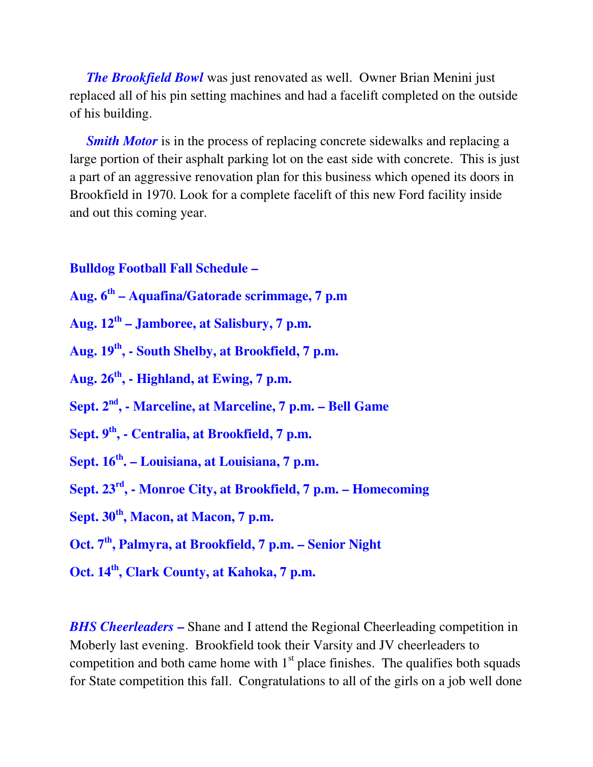***The Brookfield Bowl*** was just renovated as well. Owner Brian Menini just replaced all of his pin setting machines and had a facelift completed on the outside of his building.

***Smith Motor*** is in the process of replacing concrete sidewalks and replacing a large portion of their asphalt parking lot on the east side with concrete. This is just a part of an aggressive renovation plan for this business which opened its doors in Brookfield in 1970. Look for a complete facelift of this new Ford facility inside and out this coming year.

**Bulldog Football Fall Schedule –**

**Aug. 6th – Aquafina/Gatorade scrimmage, 7 p.m**

**Aug. 12th – Jamboree, at Salisbury, 7 p.m.**

**Aug. 19th, - South Shelby, at Brookfield, 7 p.m.**

**Aug. 26th, - Highland, at Ewing, 7 p.m.**

**Sept. 2nd, - Marceline, at Marceline, 7 p.m. – Bell Game**

**Sept. 9th, - Centralia, at Brookfield, 7 p.m.**

**Sept. 16th. – Louisiana, at Louisiana, 7 p.m.**

**Sept. 23rd, - Monroe City, at Brookfield, 7 p.m. – Homecoming**

**Sept. 30th, Macon, at Macon, 7 p.m.**

**Oct. 7th, Palmyra, at Brookfield, 7 p.m. – Senior Night**

**Oct. 14th, Clark County, at Kahoka, 7 p.m.**

***BHS Cheerleaders*** **–** Shane and I attend the Regional Cheerleading competition in Moberly last evening. Brookfield took their Varsity and JV cheerleaders to competition and both came home with 1st place finishes. The qualifies both squads for State competition this fall. Congratulations to all of the girls on a job well done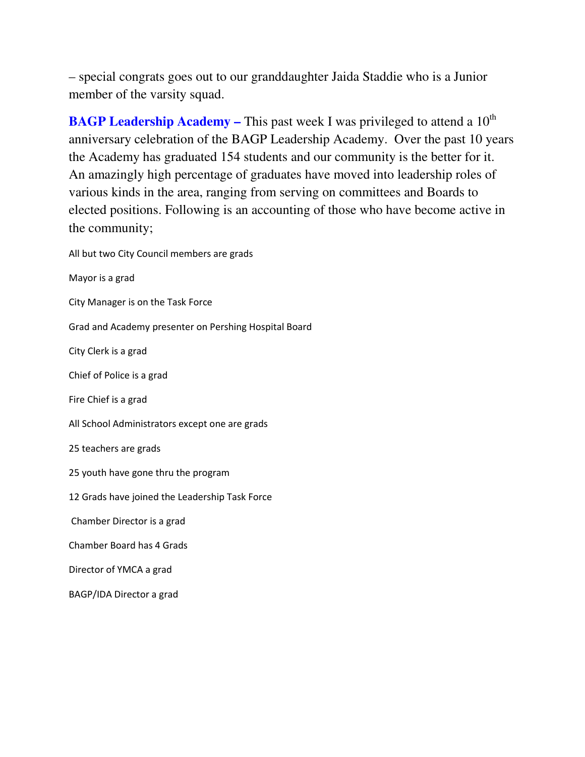– special congrats goes out to our granddaughter Jaida Staddie who is a Junior member of the varsity squad.

**BAGP Leadership Academy –** This past week I was privileged to attend a 10th anniversary celebration of the BAGP Leadership Academy. Over the past 10 years the Academy has graduated 154 students and our community is the better for it. An amazingly high percentage of graduates have moved into leadership roles of various kinds in the area, ranging from serving on committees and Boards to elected positions. Following is an accounting of those who have become active in the community;

All but two City Council members are grads

Mayor is a grad

City Manager is on the Task Force

Grad and Academy presenter on Pershing Hospital Board

City Clerk is a grad

Chief of Police is a grad

Fire Chief is a grad

All School Administrators except one are grads

25 teachers are grads

25 youth have gone thru the program

12 Grads have joined the Leadership Task Force

Chamber Director is a grad

Chamber Board has 4 Grads

Director of YMCA a grad

BAGP/IDA Director a grad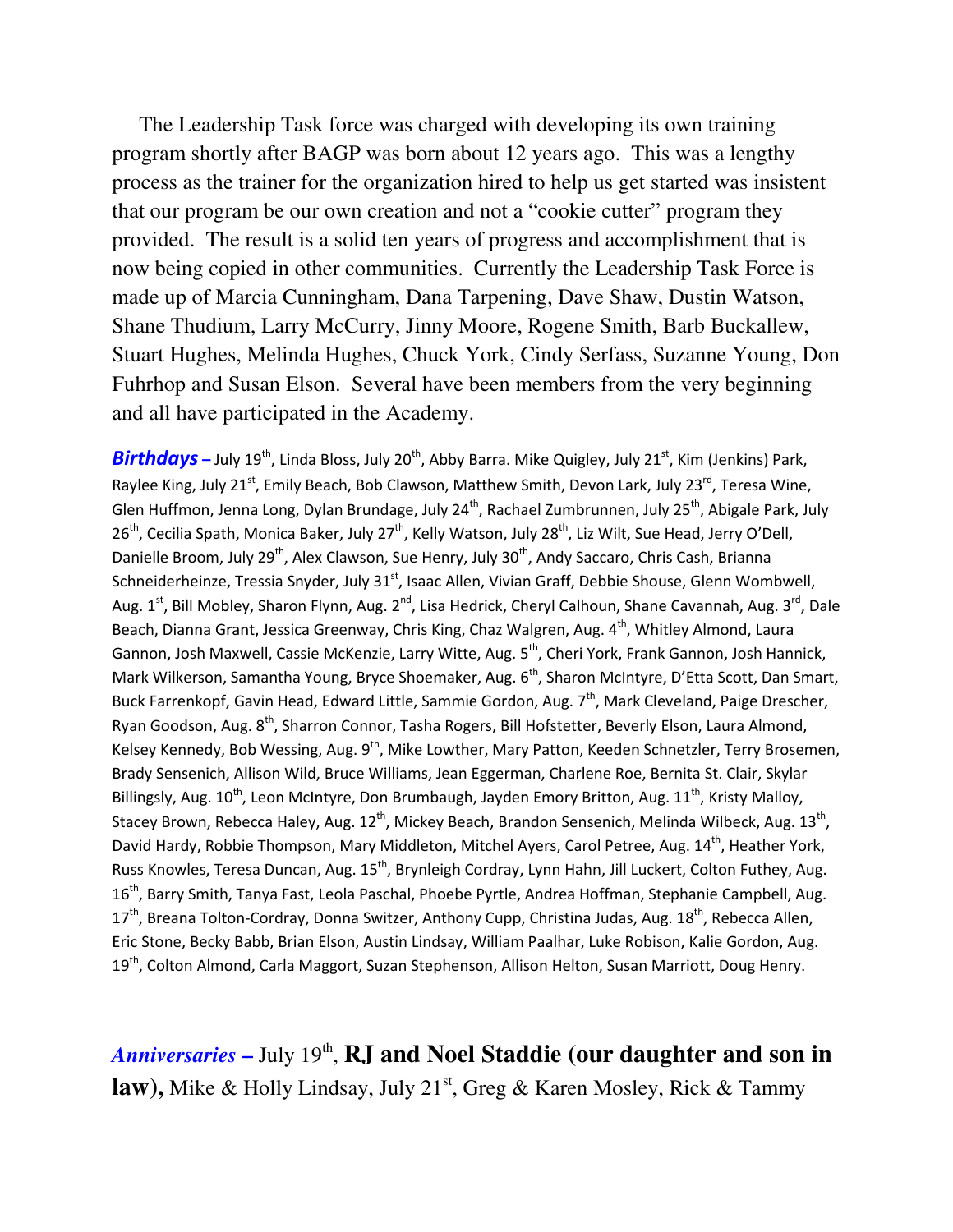The Leadership Task force was charged with developing its own training program shortly after BAGP was born about 12 years ago. This was a lengthy process as the trainer for the organization hired to help us get started was insistent that our program be our own creation and not a "cookie cutter" program they provided. The result is a solid ten years of progress and accomplishment that is now being copied in other communities. Currently the Leadership Task Force is made up of Marcia Cunningham, Dana Tarpening, Dave Shaw, Dustin Watson, Shane Thudium, Larry McCurry, Jinny Moore, Rogene Smith, Barb Buckallew, Stuart Hughes, Melinda Hughes, Chuck York, Cindy Serfass, Suzanne Young, Don Fuhrhop and Susan Elson. Several have been members from the very beginning and all have participated in the Academy.

***Birthdays* –** July 19th, Linda Bloss, July 20th, Abby Barra. Mike Quigley, July 21st, Kim (Jenkins) Park, Raylee King, July 21st, Emily Beach, Bob Clawson, Matthew Smith, Devon Lark, July 23rd, Teresa Wine, Glen Huffmon, Jenna Long, Dylan Brundage, July 24th, Rachael Zumbrunnen, July 25th, Abigale Park, July 26th, Cecilia Spath, Monica Baker, July 27th, Kelly Watson, July 28th, Liz Wilt, Sue Head, Jerry O'Dell, Danielle Broom, July 29th, Alex Clawson, Sue Henry, July 30th, Andy Saccaro, Chris Cash, Brianna Schneiderheinze, Tressia Snyder, July 31st, Isaac Allen, Vivian Graff, Debbie Shouse, Glenn Wombwell, Aug. 1st, Bill Mobley, Sharon Flynn, Aug. 2nd, Lisa Hedrick, Cheryl Calhoun, Shane Cavannah, Aug. 3rd, Dale Beach, Dianna Grant, Jessica Greenway, Chris King, Chaz Walgren, Aug. 4th, Whitley Almond, Laura Gannon, Josh Maxwell, Cassie McKenzie, Larry Witte, Aug. 5th, Cheri York, Frank Gannon, Josh Hannick, Mark Wilkerson, Samantha Young, Bryce Shoemaker, Aug. 6th, Sharon McIntyre, D'Etta Scott, Dan Smart, Buck Farrenkopf, Gavin Head, Edward Little, Sammie Gordon, Aug. 7th, Mark Cleveland, Paige Drescher, Ryan Goodson, Aug. 8th, Sharron Connor, Tasha Rogers, Bill Hofstetter, Beverly Elson, Laura Almond, Kelsey Kennedy, Bob Wessing, Aug. 9th, Mike Lowther, Mary Patton, Keeden Schnetzler, Terry Brosemen, Brady Sensenich, Allison Wild, Bruce Williams, Jean Eggerman, Charlene Roe, Bernita St. Clair, Skylar Billingsly, Aug. 10th, Leon McIntyre, Don Brumbaugh, Jayden Emory Britton, Aug. 11th, Kristy Malloy, Stacey Brown, Rebecca Haley, Aug. 12th, Mickey Beach, Brandon Sensenich, Melinda Wilbeck, Aug. 13th, David Hardy, Robbie Thompson, Mary Middleton, Mitchel Ayers, Carol Petree, Aug. 14th, Heather York, Russ Knowles, Teresa Duncan, Aug. 15th, Brynleigh Cordray, Lynn Hahn, Jill Luckert, Colton Futhey, Aug. 16th, Barry Smith, Tanya Fast, Leola Paschal, Phoebe Pyrtle, Andrea Hoffman, Stephanie Campbell, Aug. 17th, Breana Tolton-Cordray, Donna Switzer, Anthony Cupp, Christina Judas, Aug. 18th, Rebecca Allen, Eric Stone, Becky Babb, Brian Elson, Austin Lindsay, William Paalhar, Luke Robison, Kalie Gordon, Aug. 19th, Colton Almond, Carla Maggort, Suzan Stephenson, Allison Helton, Susan Marriott, Doug Henry.

***Anniversaries* –** July 19th, **RJ and Noel Staddie (our daughter and son in law),** Mike & Holly Lindsay, July 21st, Greg & Karen Mosley, Rick & Tammy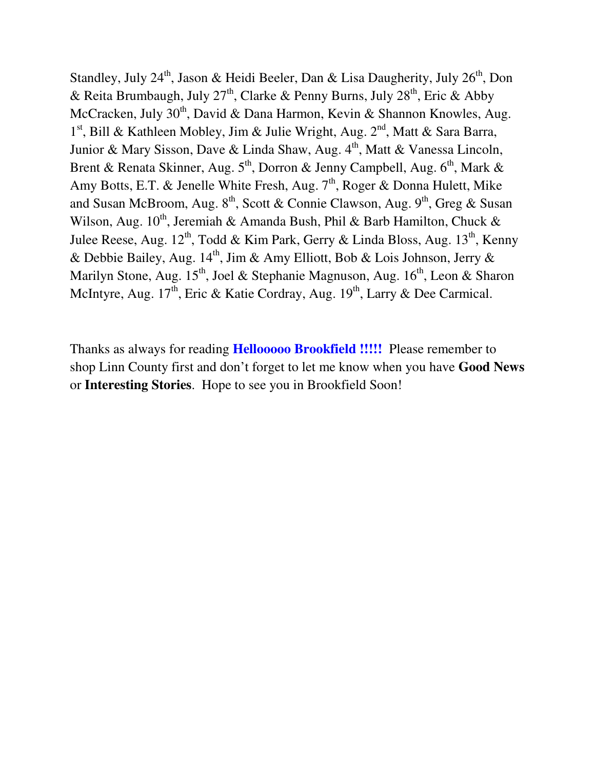Standley, July 24th, Jason & Heidi Beeler, Dan & Lisa Daugherity, July 26th, Don & Reita Brumbaugh, July 27th, Clarke & Penny Burns, July 28th, Eric & Abby McCracken, July 30th, David & Dana Harmon, Kevin & Shannon Knowles, Aug. 1st, Bill & Kathleen Mobley, Jim & Julie Wright, Aug. 2nd, Matt & Sara Barra, Junior & Mary Sisson, Dave & Linda Shaw, Aug. 4th, Matt & Vanessa Lincoln, Brent & Renata Skinner, Aug. 5th, Dorron & Jenny Campbell, Aug. 6th, Mark & Amy Botts, E.T. & Jenelle White Fresh, Aug. 7th, Roger & Donna Hulett, Mike and Susan McBroom, Aug. 8th, Scott & Connie Clawson, Aug. 9th, Greg & Susan Wilson, Aug. 10th, Jeremiah & Amanda Bush, Phil & Barb Hamilton, Chuck & Julee Reese, Aug. 12th, Todd & Kim Park, Gerry & Linda Bloss, Aug. 13th, Kenny & Debbie Bailey, Aug. 14th, Jim & Amy Elliott, Bob & Lois Johnson, Jerry & Marilyn Stone, Aug. 15th, Joel & Stephanie Magnuson, Aug. 16th, Leon & Sharon McIntyre, Aug. 17th, Eric & Katie Cordray, Aug. 19th, Larry & Dee Carmical.

Thanks as always for reading **Hellooooo Brookfield !!!!!** Please remember to shop Linn County first and don't forget to let me know when you have **Good News** or **Interesting Stories**. Hope to see you in Brookfield Soon!